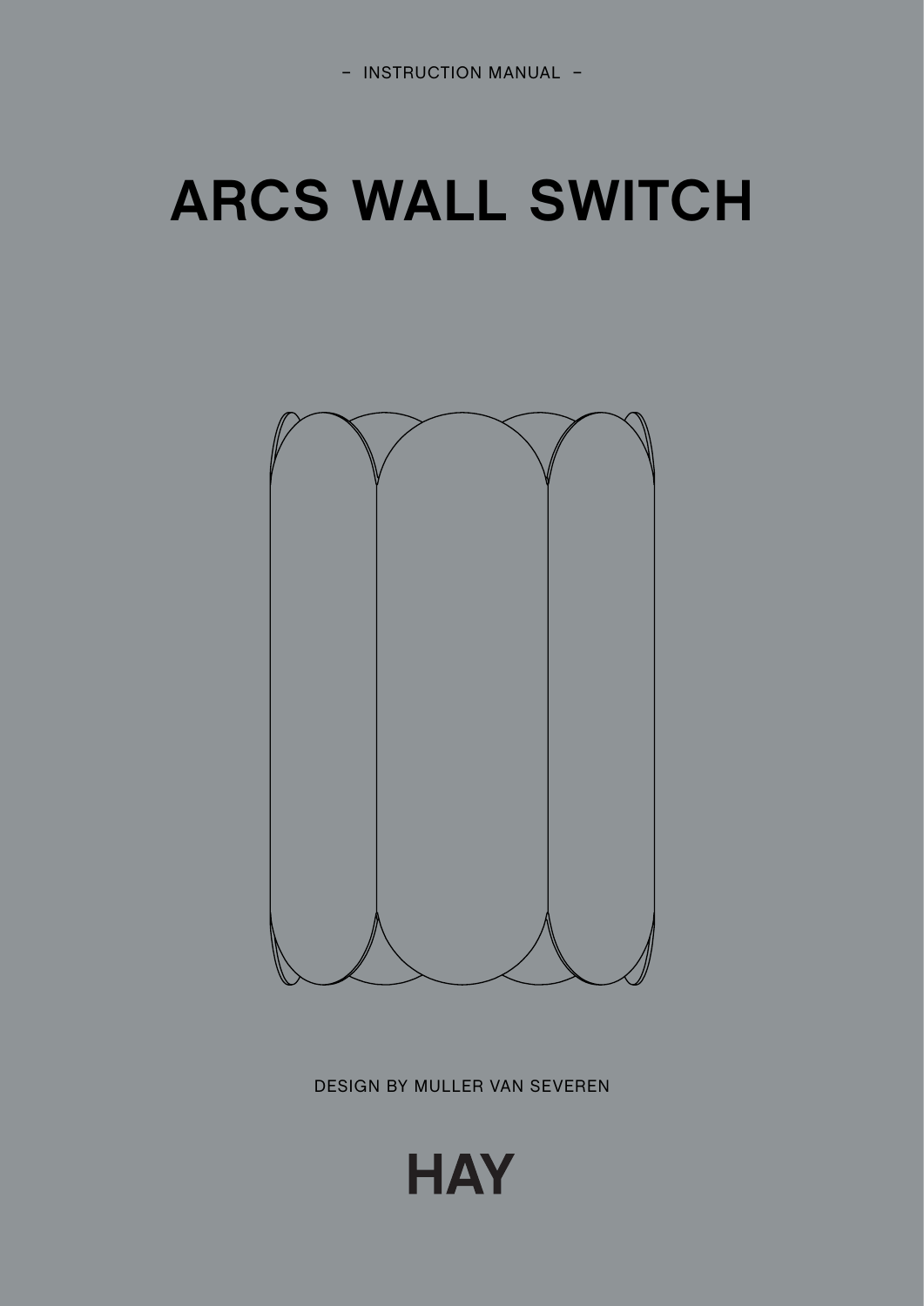– INSTRUCTION MANUAL –

# ARCS WALL SWITCH

DESIGN BY MULLER VAN SEVEREN

HAY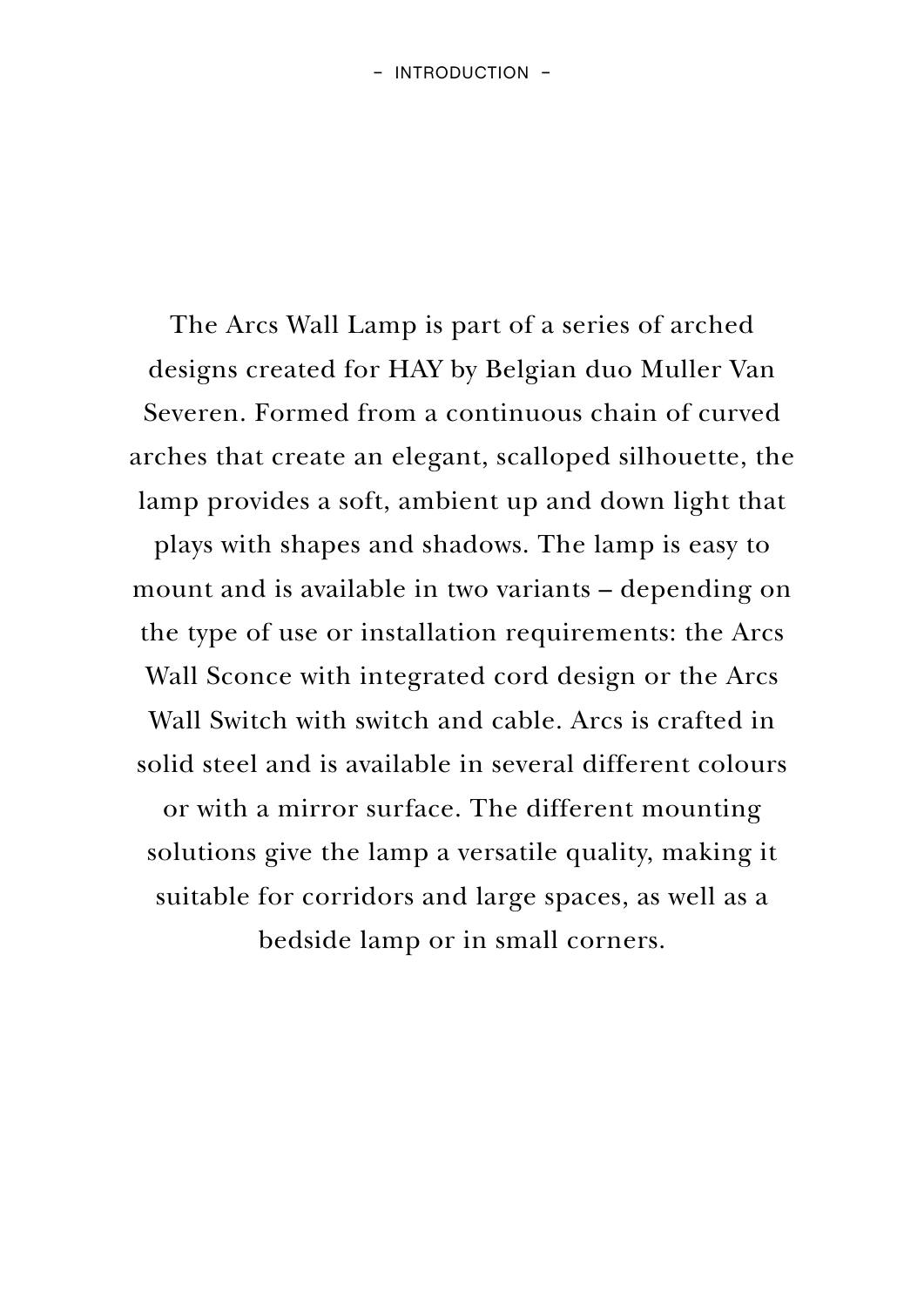– INTRODUCTION –

The Arcs Wall Lamp is part of a series of arched designs created for HAY by Belgian duo Muller Van Severen. Formed from a continuous chain of curved arches that create an elegant, scalloped silhouette, the lamp provides a soft, ambient up and down light that plays with shapes and shadows. The lamp is easy to mount and is available in two variants – depending on the type of use or installation requirements: the Arcs Wall Sconce with integrated cord design or the Arcs Wall Switch with switch and cable. Arcs is crafted in solid steel and is available in several different colours or with a mirror surface. The different mounting solutions give the lamp a versatile quality, making it suitable for corridors and large spaces, as well as a bedside lamp or in small corners.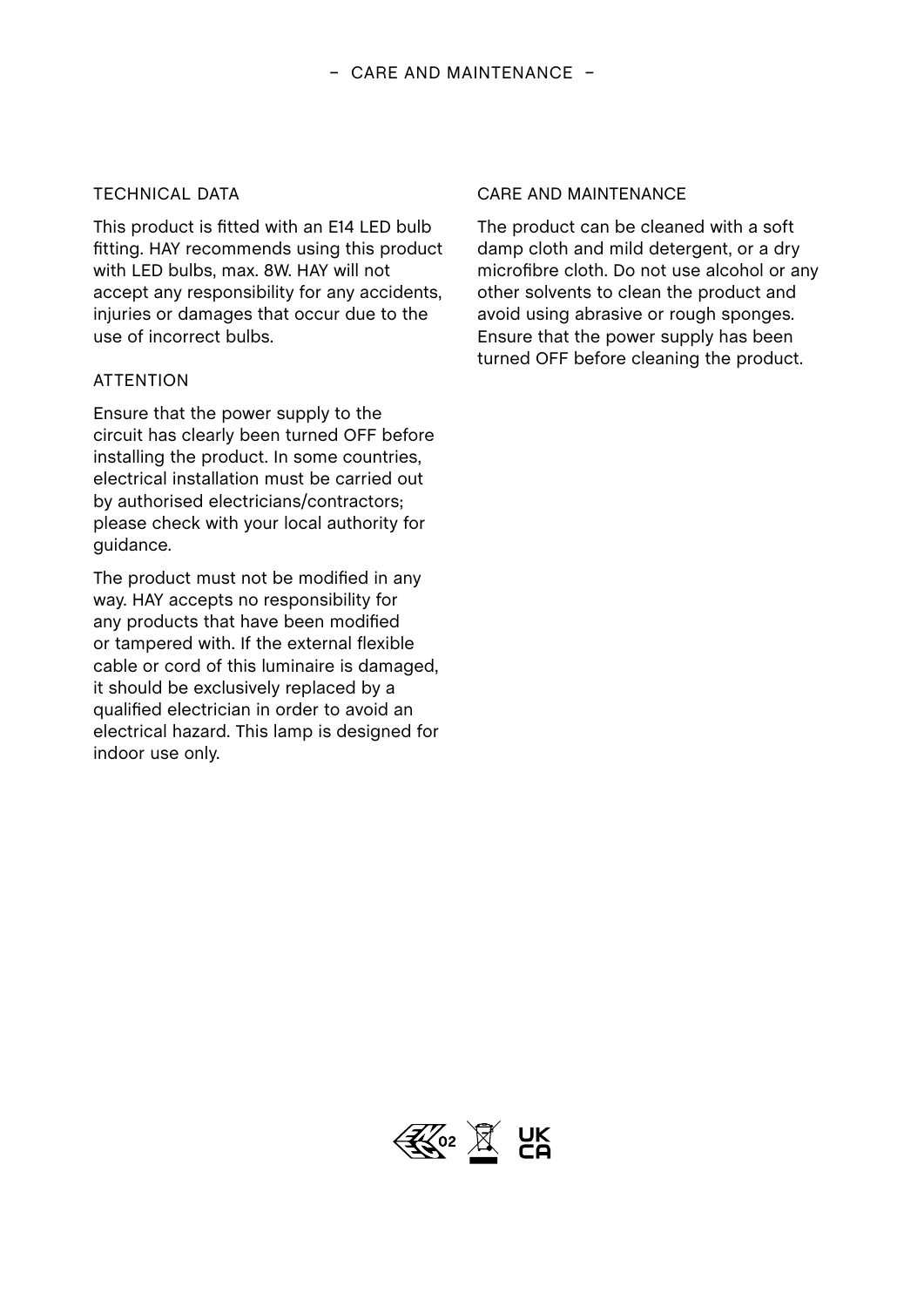# CARE AND MAINTENANCE

## TECHNICAL DATA

This product is fitted with an E14 LED bulb fitting. HAY recommends using this product with LED bulbs, max. 8W. HAY will not accept any responsibility for any accidents, injuries or damages that occur due to the use of incorrect bulbs.

## ATTENTION

Ensure that the power supply to the circuit has clearly been turned OFF before installing the product. In some countries, electrical installation must be carried out by authorised electricians/contractors; please check with your local authority for guidance.

The product must not be modified in any way. HAY accepts no responsibility for any products that have been modified or tampered with. If the external flexible cable or cord of this luminaire is damaged, it should be exclusively replaced by a qualified electrician in order to avoid an electrical hazard. This lamp is designed for indoor use only.

## CARE AND MAINTENANCE

The product can be cleaned with a soft damp cloth and mild detergent, or a dry microfibre cloth. Do not use alcohol or any other solvents to clean the product and avoid using abrasive or rough sponges. Ensure that the power supply has been turned OFF before cleaning the product.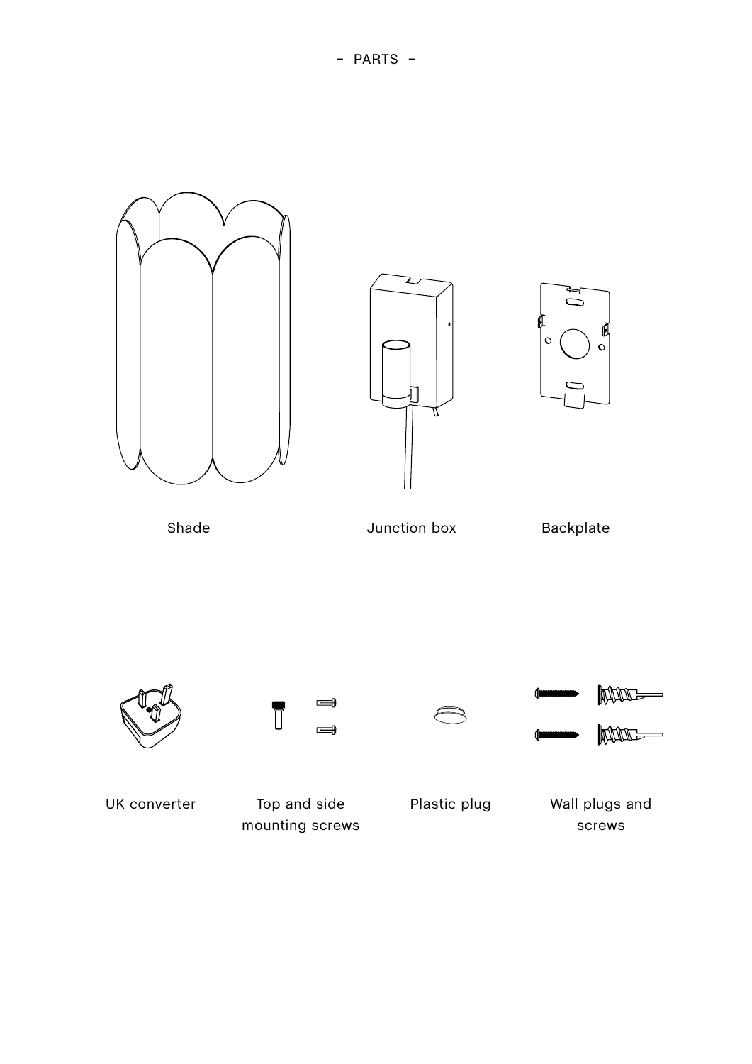– PARTS –

Shade

Junction box

Backplate

UK converter

Top and side mounting screws

Plastic plug

Wall plugs and screws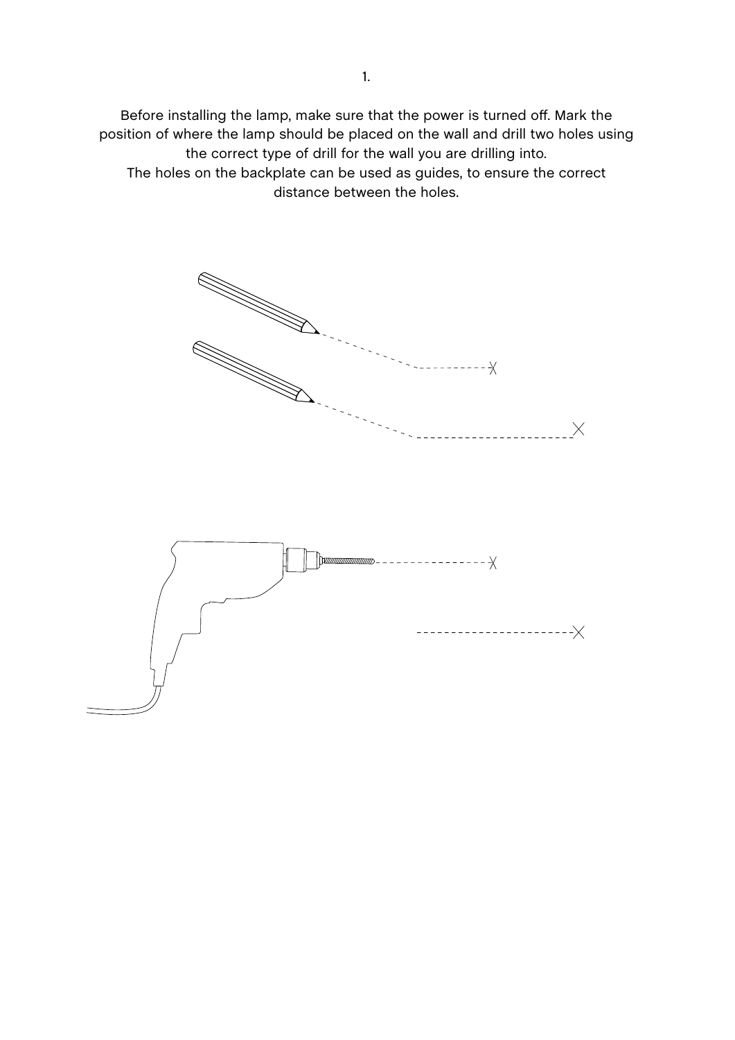1.

Before installing the lamp, make sure that the power is turned off. Mark the position of where the lamp should be placed on the wall and drill two holes using the correct type of drill for the wall you are drilling into.
The holes on the backplate can be used as guides, to ensure the correct distance between the holes.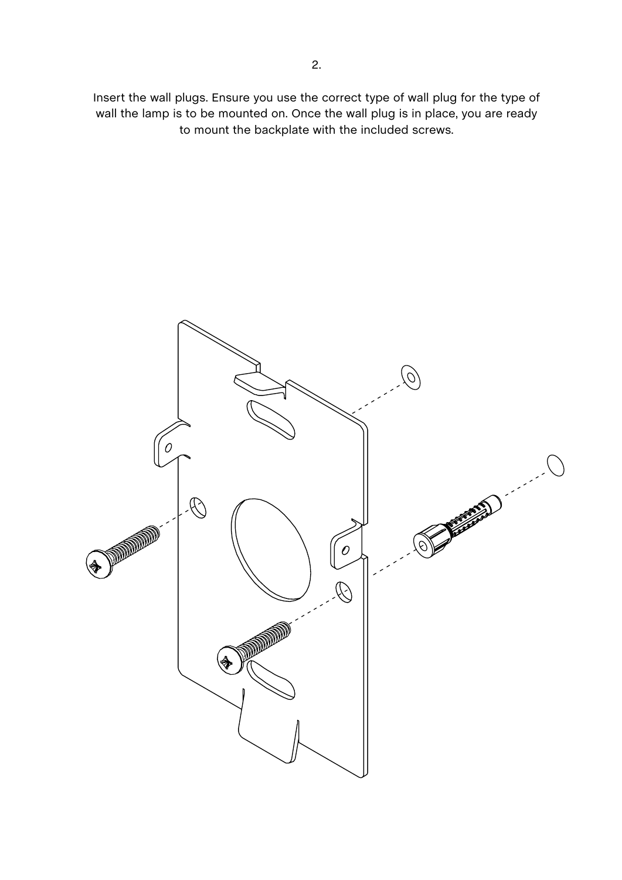2.

Insert the wall plugs. Ensure you use the correct type of wall plug for the type of wall the lamp is to be mounted on. Once the wall plug is in place, you are ready to mount the backplate with the included screws.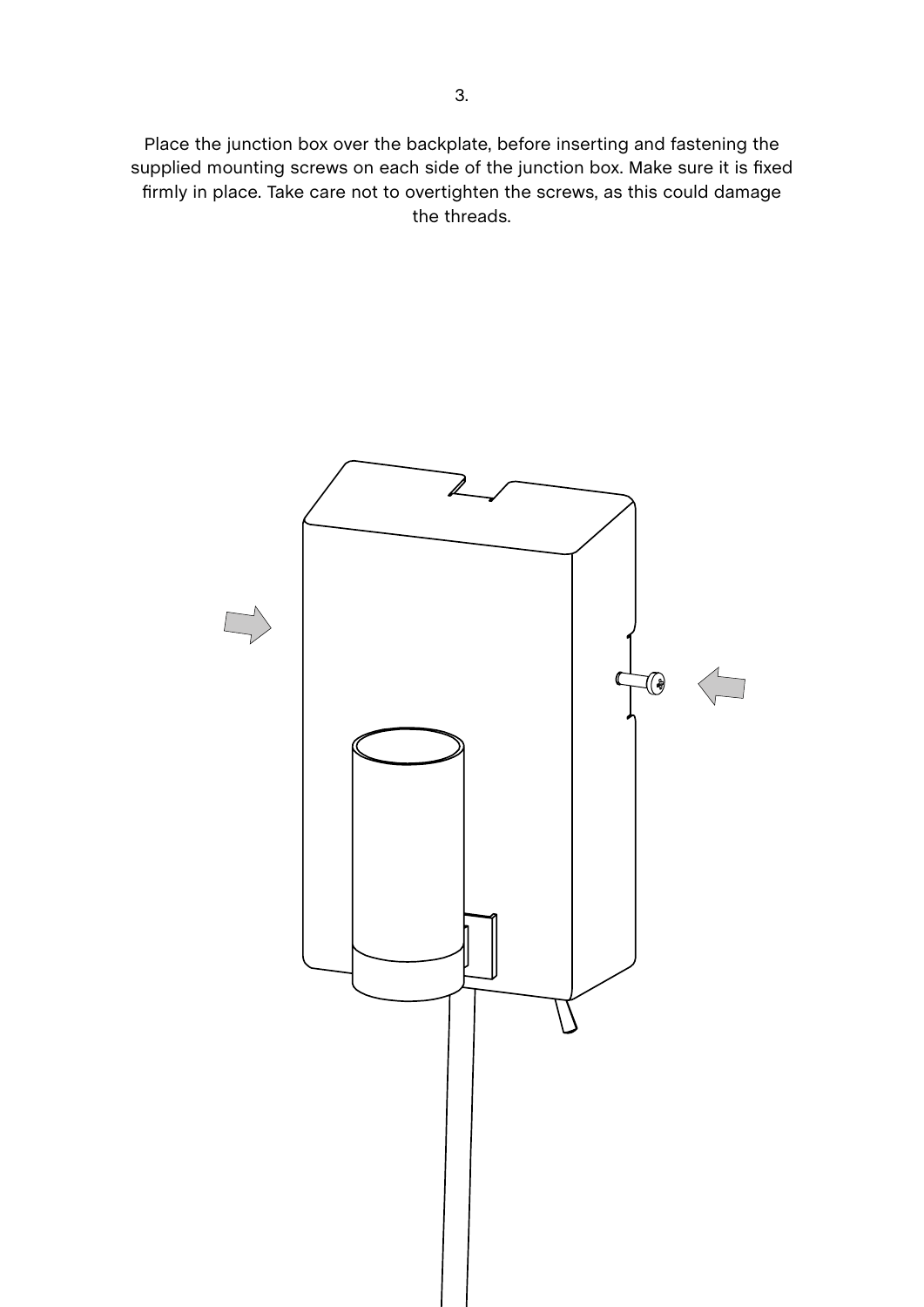3.

Place the junction box over the backplate, before inserting and fastening the supplied mounting screws on each side of the junction box. Make sure it is fixed firmly in place. Take care not to overtighten the screws, as this could damage the threads.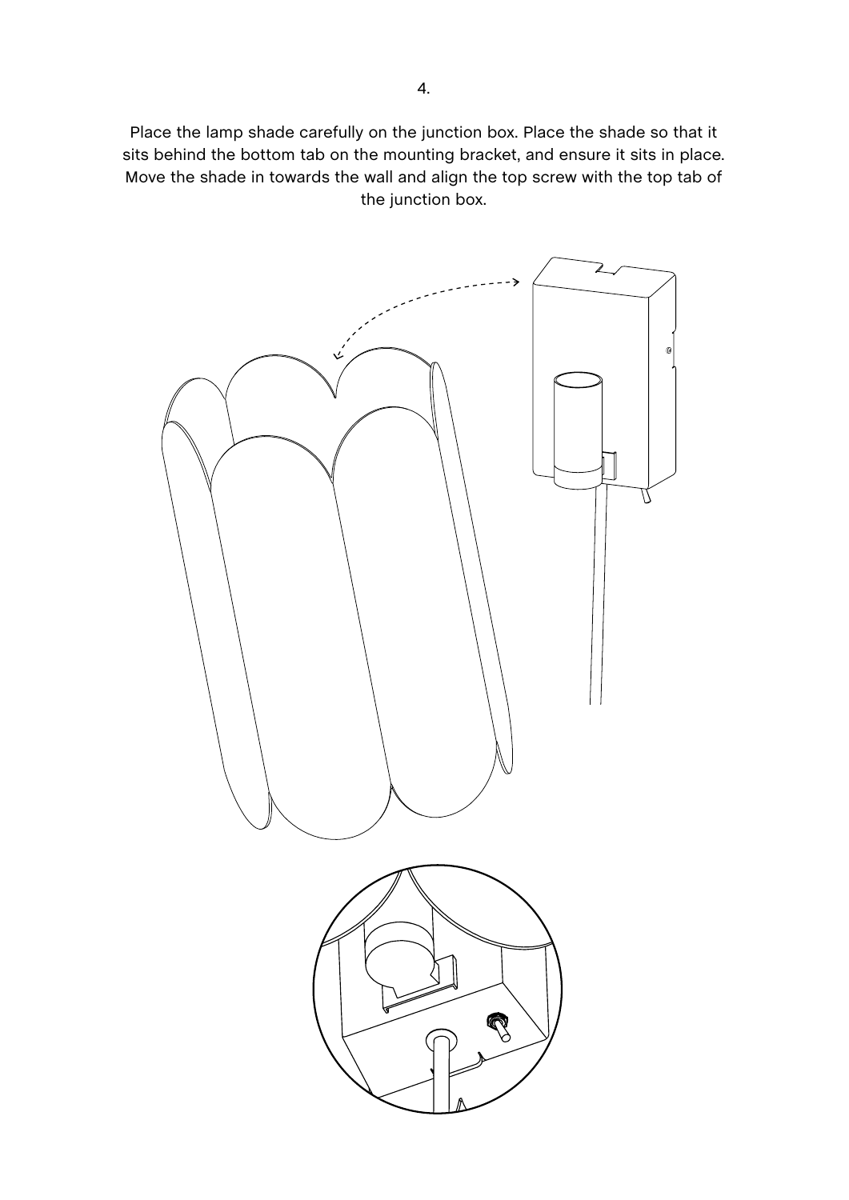4.

Place the lamp shade carefully on the junction box. Place the shade so that it sits behind the bottom tab on the mounting bracket, and ensure it sits in place. Move the shade in towards the wall and align the top screw with the top tab of the junction box.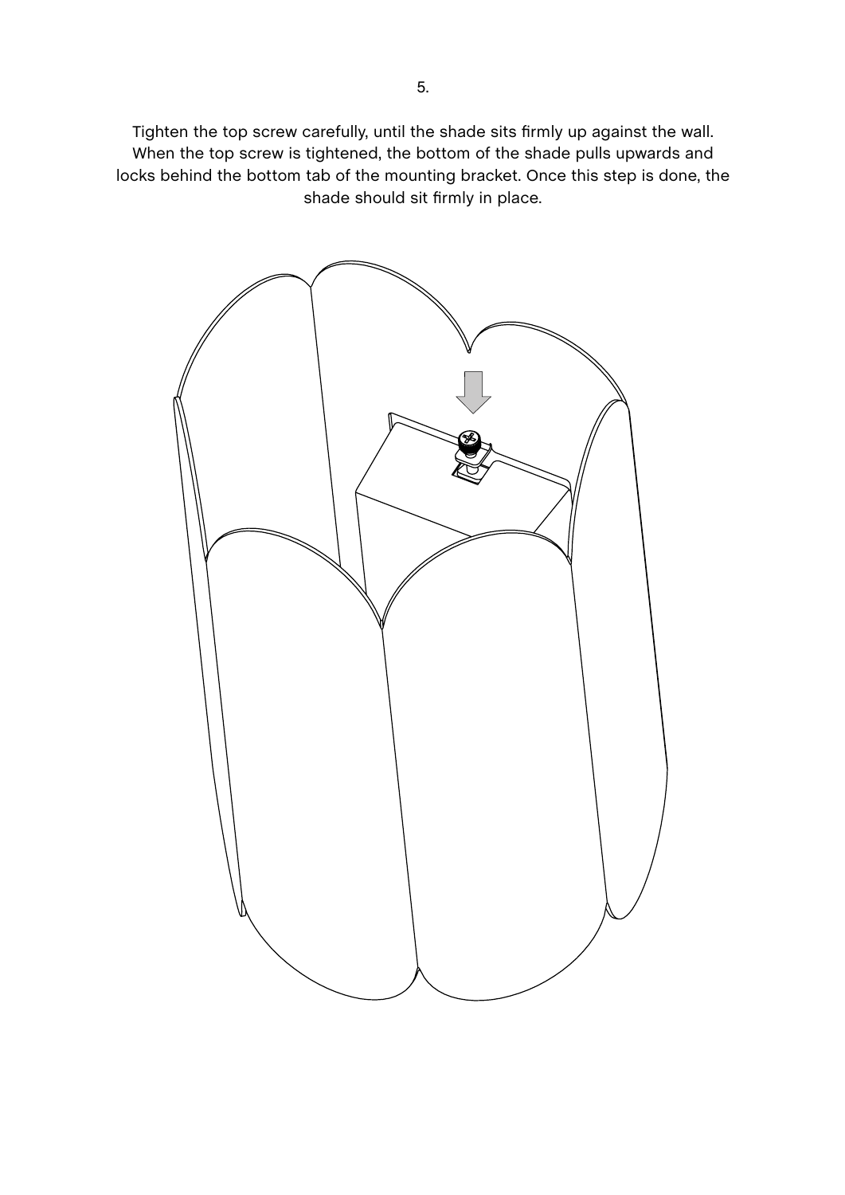5.

Tighten the top screw carefully, until the shade sits firmly up against the wall. When the top screw is tightened, the bottom of the shade pulls upwards and locks behind the bottom tab of the mounting bracket. Once this step is done, the shade should sit firmly in place.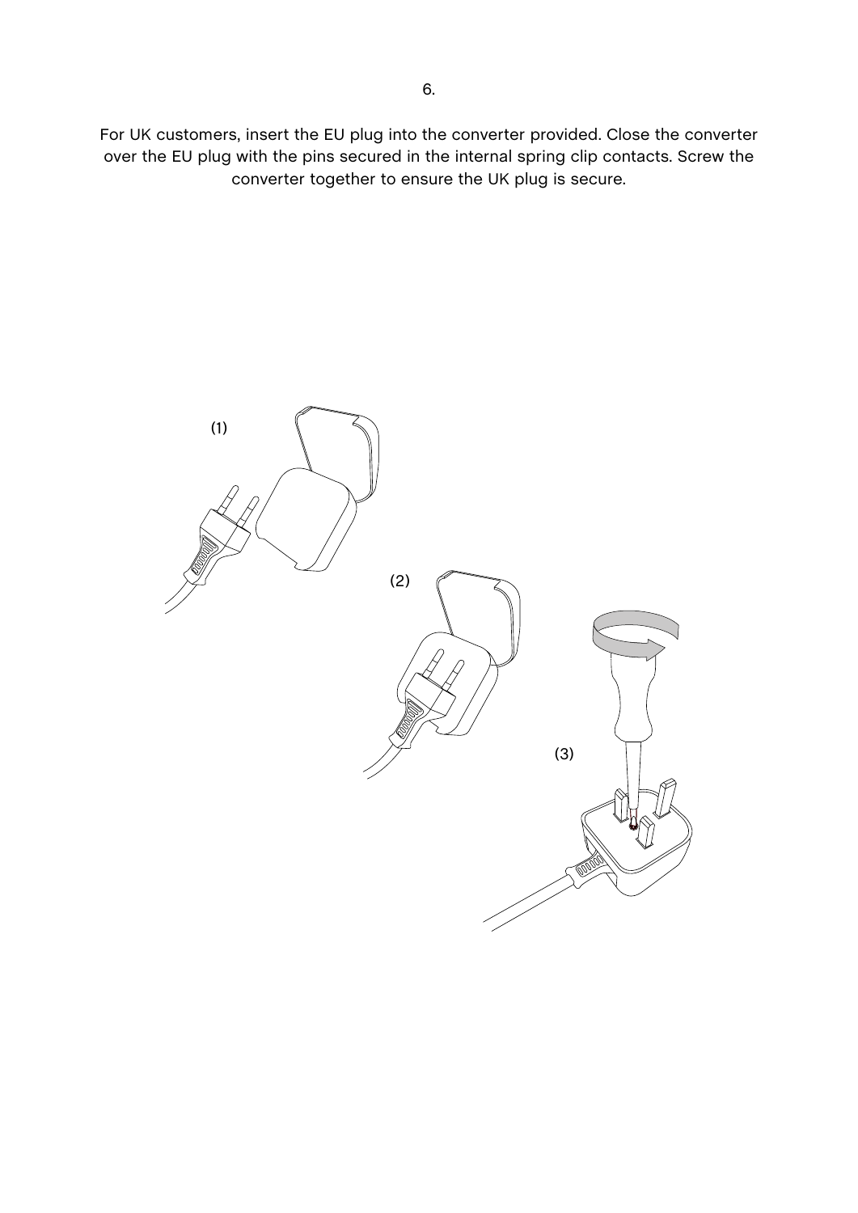6.

For UK customers, insert the EU plug into the converter provided. Close the converter over the EU plug with the pins secured in the internal spring clip contacts. Screw the converter together to ensure the UK plug is secure.

(1)

(2)

(3)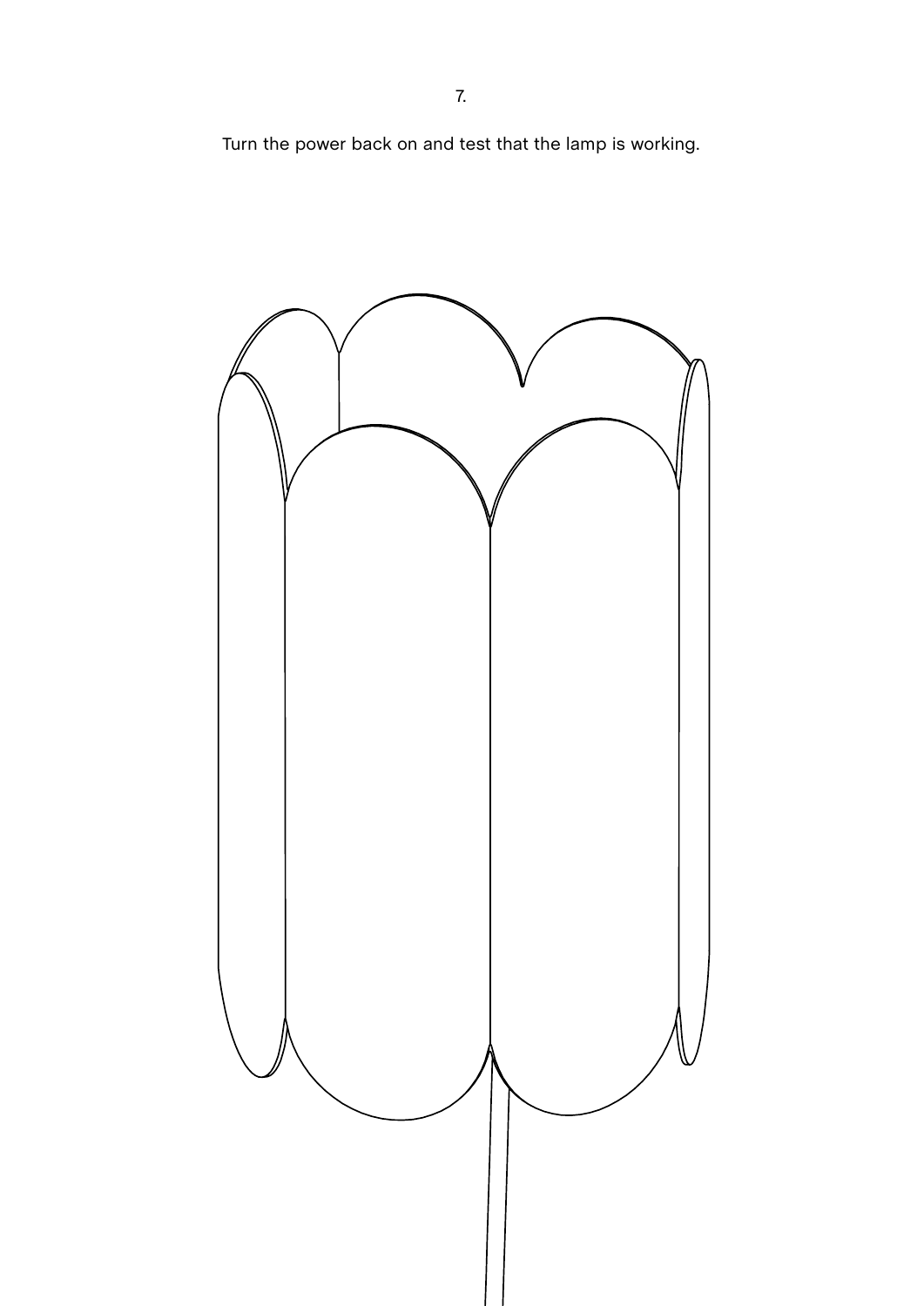7.

Turn the power back on and test that the lamp is working.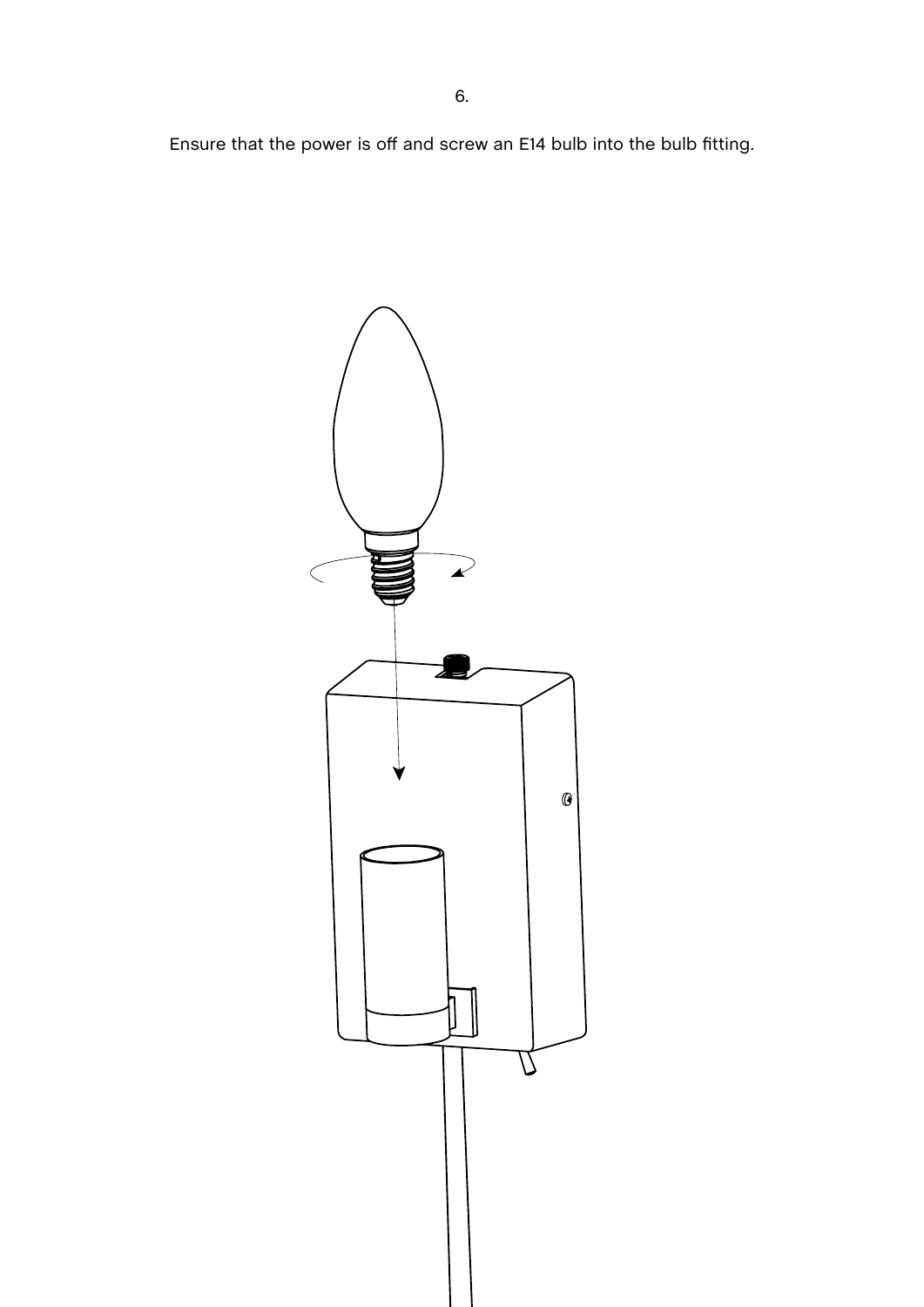6.

Ensure that the power is off and screw an E14 bulb into the bulb fitting.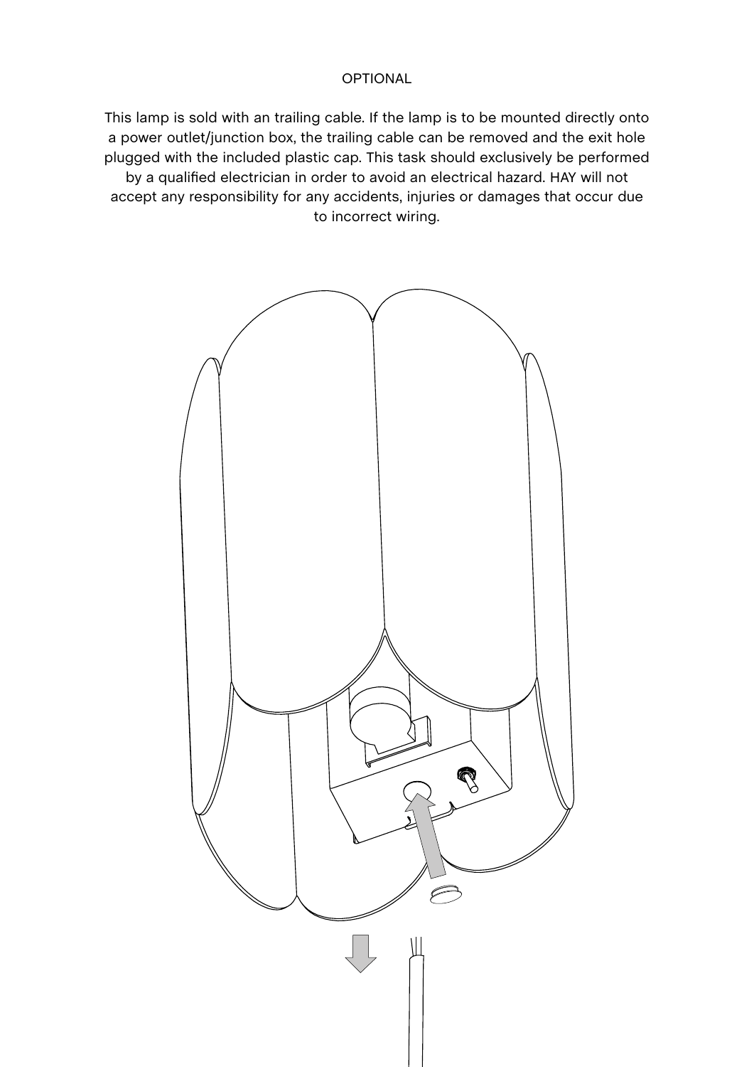OPTIONAL

This lamp is sold with an trailing cable. If the lamp is to be mounted directly onto a power outlet/junction box, the trailing cable can be removed and the exit hole plugged with the included plastic cap. This task should exclusively be performed by a qualified electrician in order to avoid an electrical hazard. HAY will not accept any responsibility for any accidents, injuries or damages that occur due to incorrect wiring.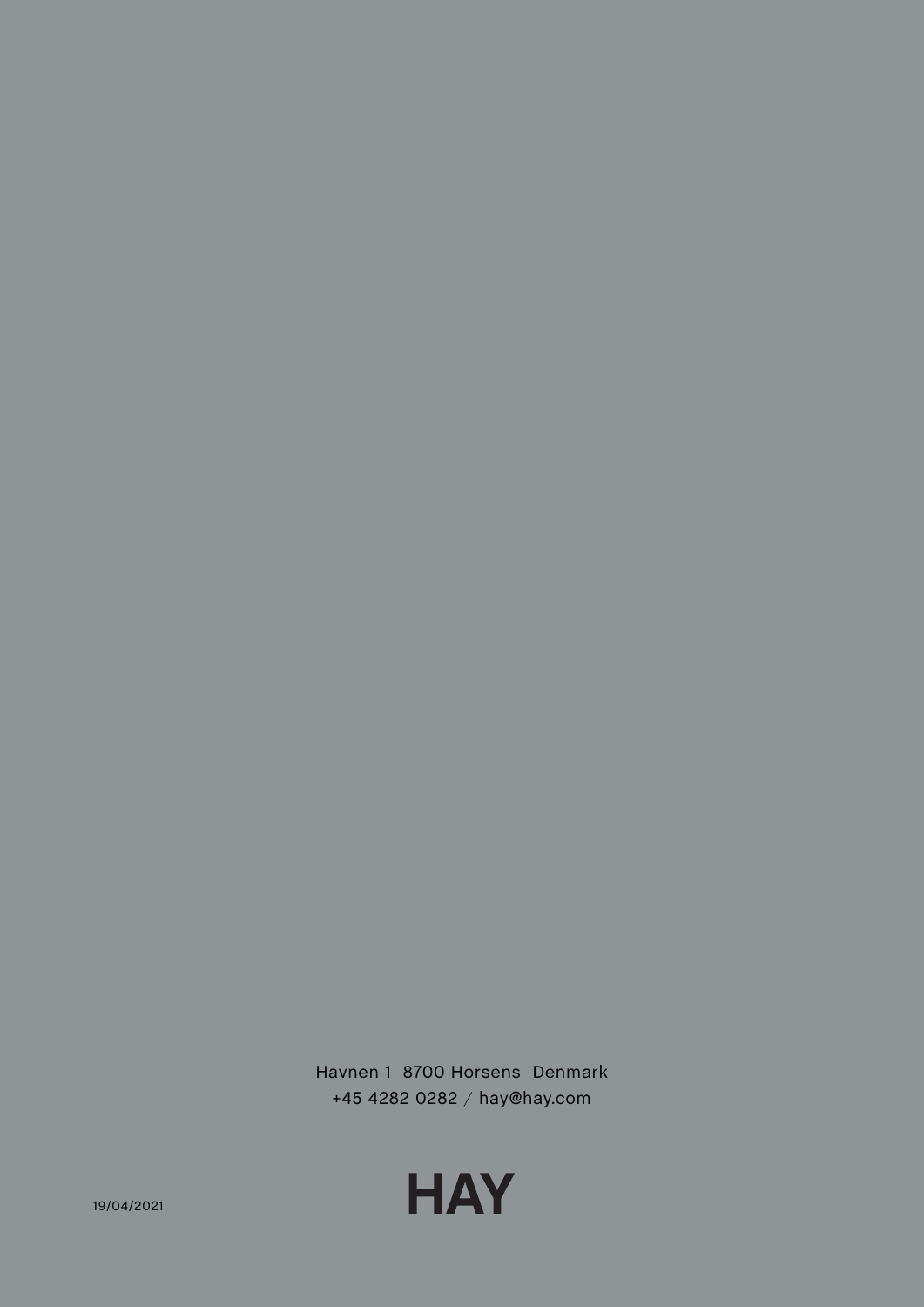Havnen 1  8700 Horsens  Denmark
+45 4282 0282 / hay@hay.com

19/04/2021

**HAY**